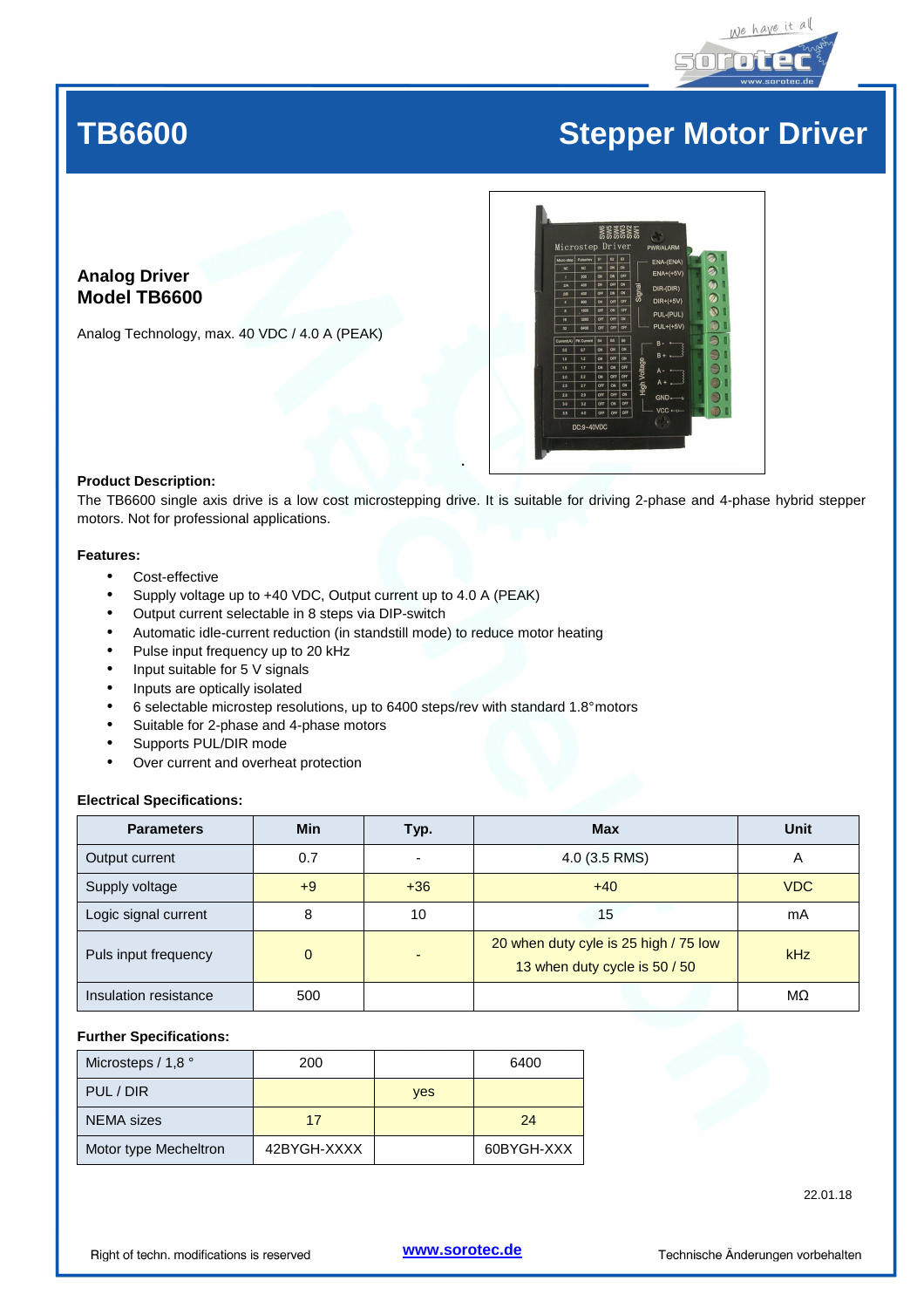# TB6600 Stepper Motor Driver

**Analog Driver**
**Model TB6600**

Analog Technology, max. 40 VDC / 4.0 A (PEAK)

**Product Description:**

The TB6600 single axis drive is a low cost microstepping drive. It is suitable for driving 2-phase and 4-phase hybrid stepper motors. Not for professional applications.

**Features:**

- Cost-effective
- Supply voltage up to +40 VDC, Output current up to 4.0 A (PEAK)
- Output current selectable in 8 steps via DIP-switch
- Automatic idle-current reduction (in standstill mode) to reduce motor heating
- Pulse input frequency up to 20 kHz
- Input suitable for 5 V signals
- Inputs are optically isolated
- 6 selectable microstep resolutions, up to 6400 steps/rev with standard 1.8° motors
- Suitable for 2-phase and 4-phase motors
- Supports PUL/DIR mode
- Over current and overheat protection

**Electrical Specifications:**

| Parameters | Min | Typ. | Max | Unit |
|---|---|---|---|---|
| Output current | 0.7 | - | 4.0 (3.5 RMS) | A |
| Supply voltage | +9 | +36 | +40 | VDC |
| Logic signal current | 8 | 10 | 15 | mA |
| Puls input frequency | 0 | - | 20 when duty cyle is 25 high / 75 low<br>13 when duty cycle is 50 / 50 | kHz |
| Insulation resistance | 500 | | | MΩ |

**Further Specifications:**

| | | | |
|---|---|---|---|
| Microsteps / 1,8 ° | 200 | | 6400 |
| PUL / DIR | | yes | |
| NEMA sizes | 17 | | 24 |
| Motor type Mecheltron | 42BYGH-XXXX | | 60BYGH-XXX |

22.01.18

Right of techn. modifications is reserved — www.sorotec.de — Technische Änderungen vorbehalten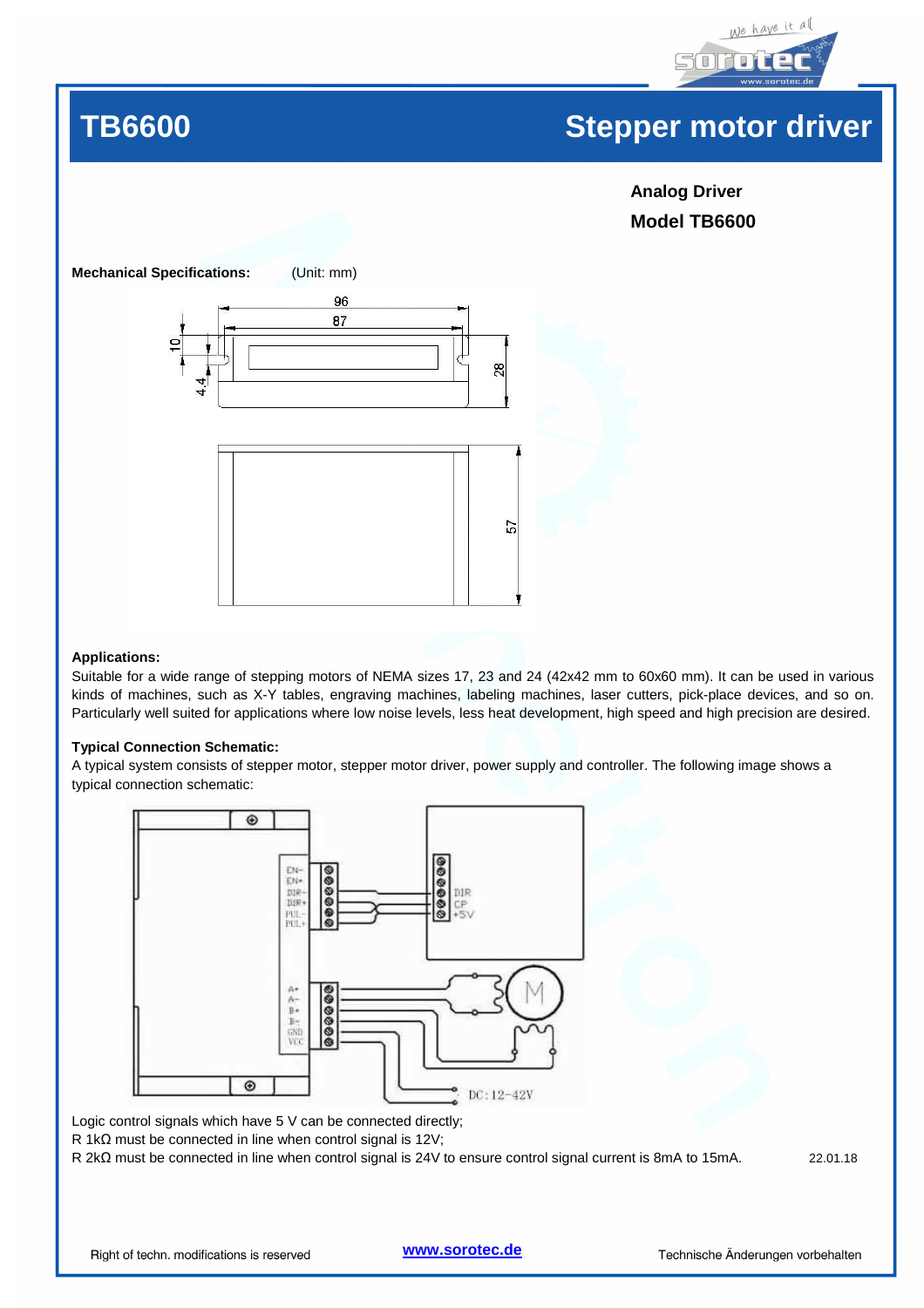# TB6600 Stepper motor driver

**Analog Driver**
**Model TB6600**

**Mechanical Specifications:** (Unit: mm)

96
87
10
4.4
28
57

**Applications:**

Suitable for a wide range of stepping motors of NEMA sizes 17, 23 and 24 (42x42 mm to 60x60 mm). It can be used in various kinds of machines, such as X-Y tables, engraving machines, labeling machines, laser cutters, pick-place devices, and so on. Particularly well suited for applications where low noise levels, less heat development, high speed and high precision are desired.

**Typical Connection Schematic:**

A typical system consists of stepper motor, stepper motor driver, power supply and controller. The following image shows a typical connection schematic:

EN-
EN+
DIR-
DIR+
PUL-
PUL+
DIR
CP
+5V
A+
A-
B+
B-
GND
VCC
M
DC:12-42V

Logic control signals which have 5 V can be connected directly;
R 1kΩ must be connected in line when control signal is 12V;
R 2kΩ must be connected in line when control signal is 24V to ensure control signal current is 8mA to 15mA.

22.01.18